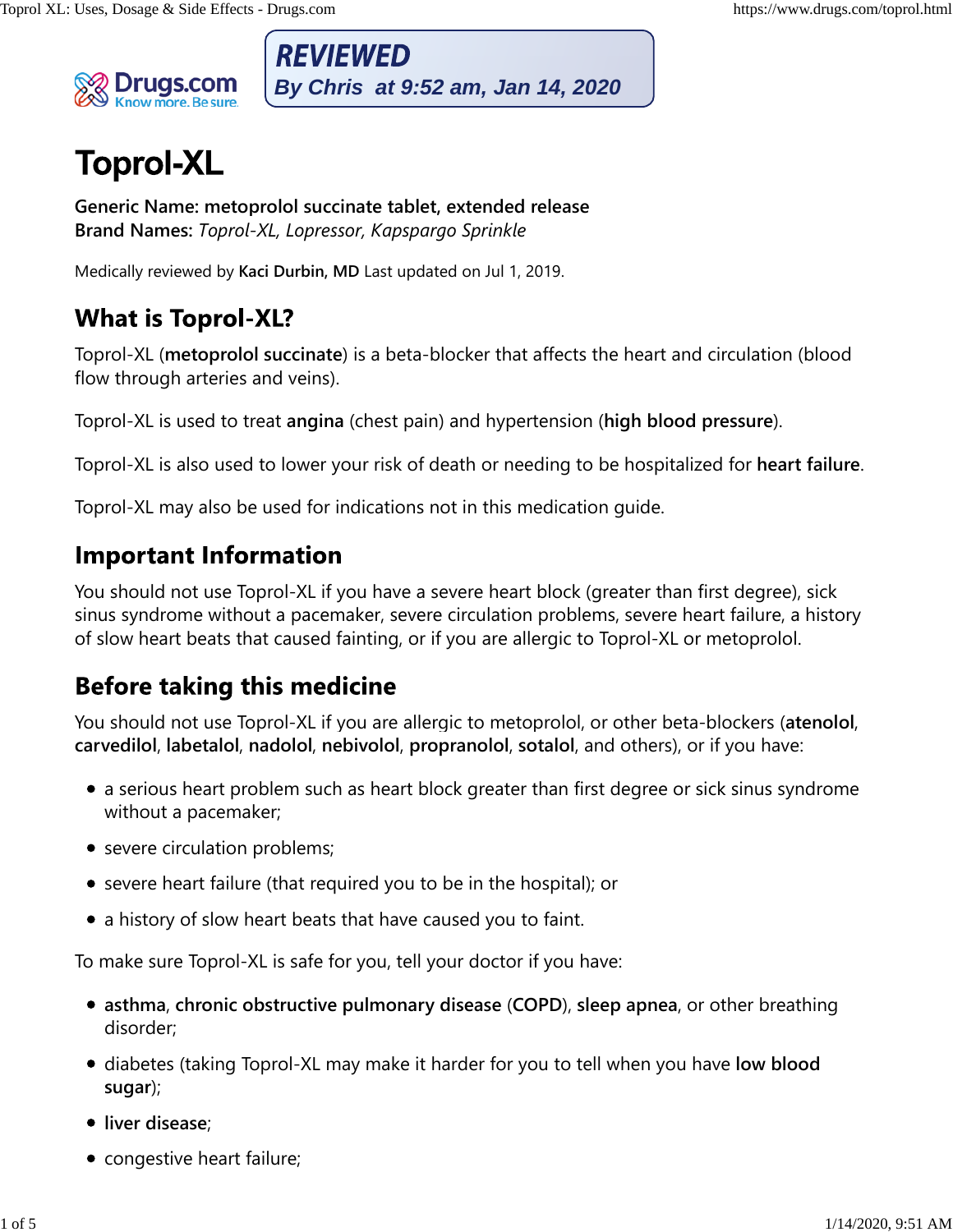**REVIEWED**
*By Chris at 9:52 am, Jan 14, 2020*

# Toprol-XL

**Generic Name: metoprolol succinate tablet, extended release**
**Brand Names:** *Toprol-XL, Lopressor, Kapspargo Sprinkle*

Medically reviewed by **Kaci Durbin, MD** Last updated on Jul 1, 2019.

## What is Toprol-XL?

Toprol-XL (**metoprolol succinate**) is a beta-blocker that affects the heart and circulation (blood flow through arteries and veins).

Toprol-XL is used to treat **angina** (chest pain) and hypertension (**high blood pressure**).

Toprol-XL is also used to lower your risk of death or needing to be hospitalized for **heart failure**.

Toprol-XL may also be used for indications not in this medication guide.

## Important Information

You should not use Toprol-XL if you have a severe heart block (greater than first degree), sick sinus syndrome without a pacemaker, severe circulation problems, severe heart failure, a history of slow heart beats that caused fainting, or if you are allergic to Toprol-XL or metoprolol.

## Before taking this medicine

You should not use Toprol-XL if you are allergic to metoprolol, or other beta-blockers (**atenolol**, **carvedilol**, **labetalol**, **nadolol**, **nebivolol**, **propranolol**, **sotalol**, and others), or if you have:

- a serious heart problem such as heart block greater than first degree or sick sinus syndrome without a pacemaker;
- severe circulation problems;
- severe heart failure (that required you to be in the hospital); or
- a history of slow heart beats that have caused you to faint.

To make sure Toprol-XL is safe for you, tell your doctor if you have:

- **asthma**, **chronic obstructive pulmonary disease** (**COPD**), **sleep apnea**, or other breathing disorder;
- diabetes (taking Toprol-XL may make it harder for you to tell when you have **low blood sugar**);
- **liver disease**;
- congestive heart failure;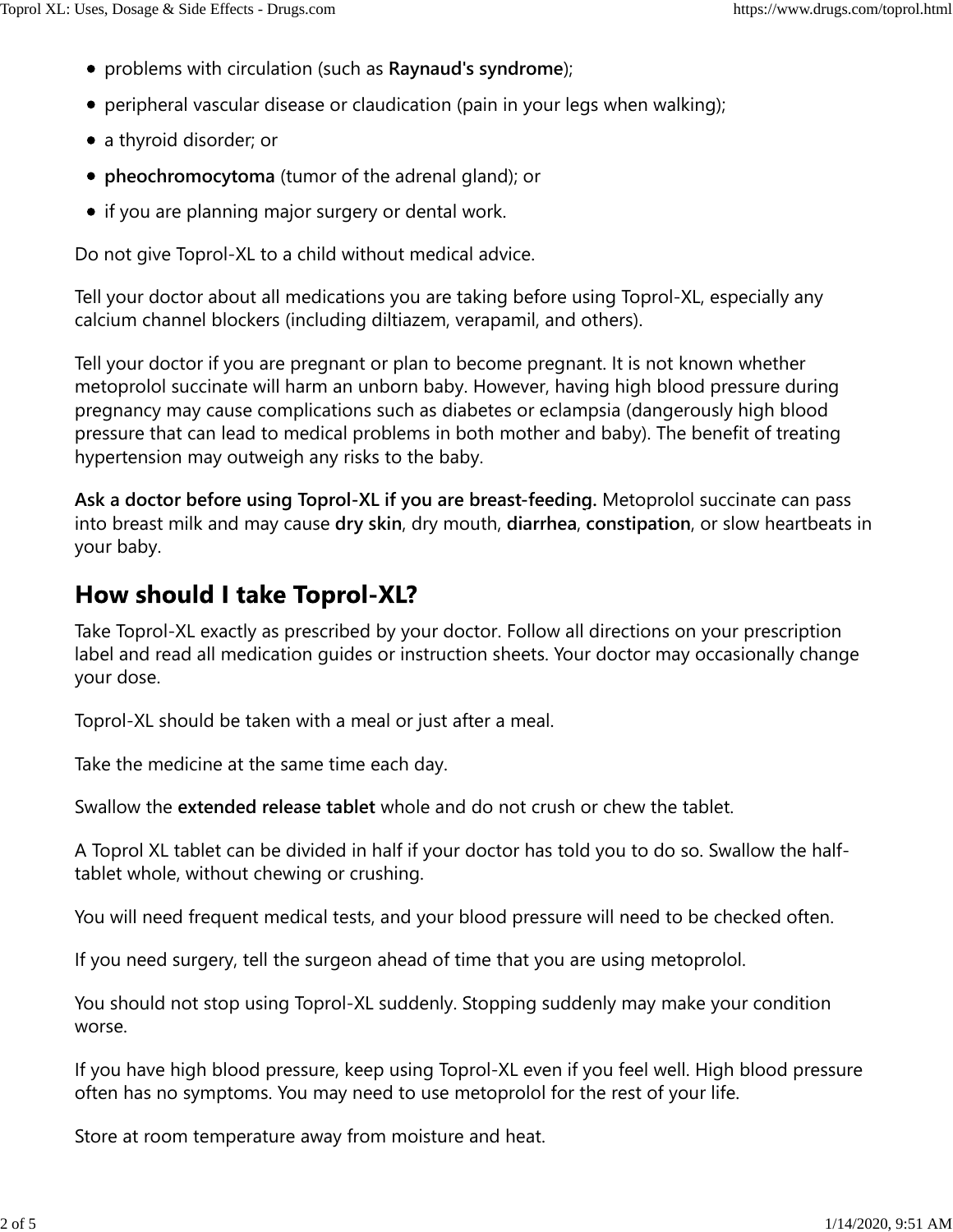- problems with circulation (such as **Raynaud's syndrome**);
- peripheral vascular disease or claudication (pain in your legs when walking);
- a thyroid disorder; or
- **pheochromocytoma** (tumor of the adrenal gland); or
- if you are planning major surgery or dental work.

Do not give Toprol-XL to a child without medical advice.

Tell your doctor about all medications you are taking before using Toprol-XL, especially any calcium channel blockers (including diltiazem, verapamil, and others).

Tell your doctor if you are pregnant or plan to become pregnant. It is not known whether metoprolol succinate will harm an unborn baby. However, having high blood pressure during pregnancy may cause complications such as diabetes or eclampsia (dangerously high blood pressure that can lead to medical problems in both mother and baby). The benefit of treating hypertension may outweigh any risks to the baby.

**Ask a doctor before using Toprol-XL if you are breast-feeding.** Metoprolol succinate can pass into breast milk and may cause **dry skin**, dry mouth, **diarrhea**, **constipation**, or slow heartbeats in your baby.

## How should I take Toprol-XL?

Take Toprol-XL exactly as prescribed by your doctor. Follow all directions on your prescription label and read all medication guides or instruction sheets. Your doctor may occasionally change your dose.

Toprol-XL should be taken with a meal or just after a meal.

Take the medicine at the same time each day.

Swallow the **extended release tablet** whole and do not crush or chew the tablet.

A Toprol XL tablet can be divided in half if your doctor has told you to do so. Swallow the half-tablet whole, without chewing or crushing.

You will need frequent medical tests, and your blood pressure will need to be checked often.

If you need surgery, tell the surgeon ahead of time that you are using metoprolol.

You should not stop using Toprol-XL suddenly. Stopping suddenly may make your condition worse.

If you have high blood pressure, keep using Toprol-XL even if you feel well. High blood pressure often has no symptoms. You may need to use metoprolol for the rest of your life.

Store at room temperature away from moisture and heat.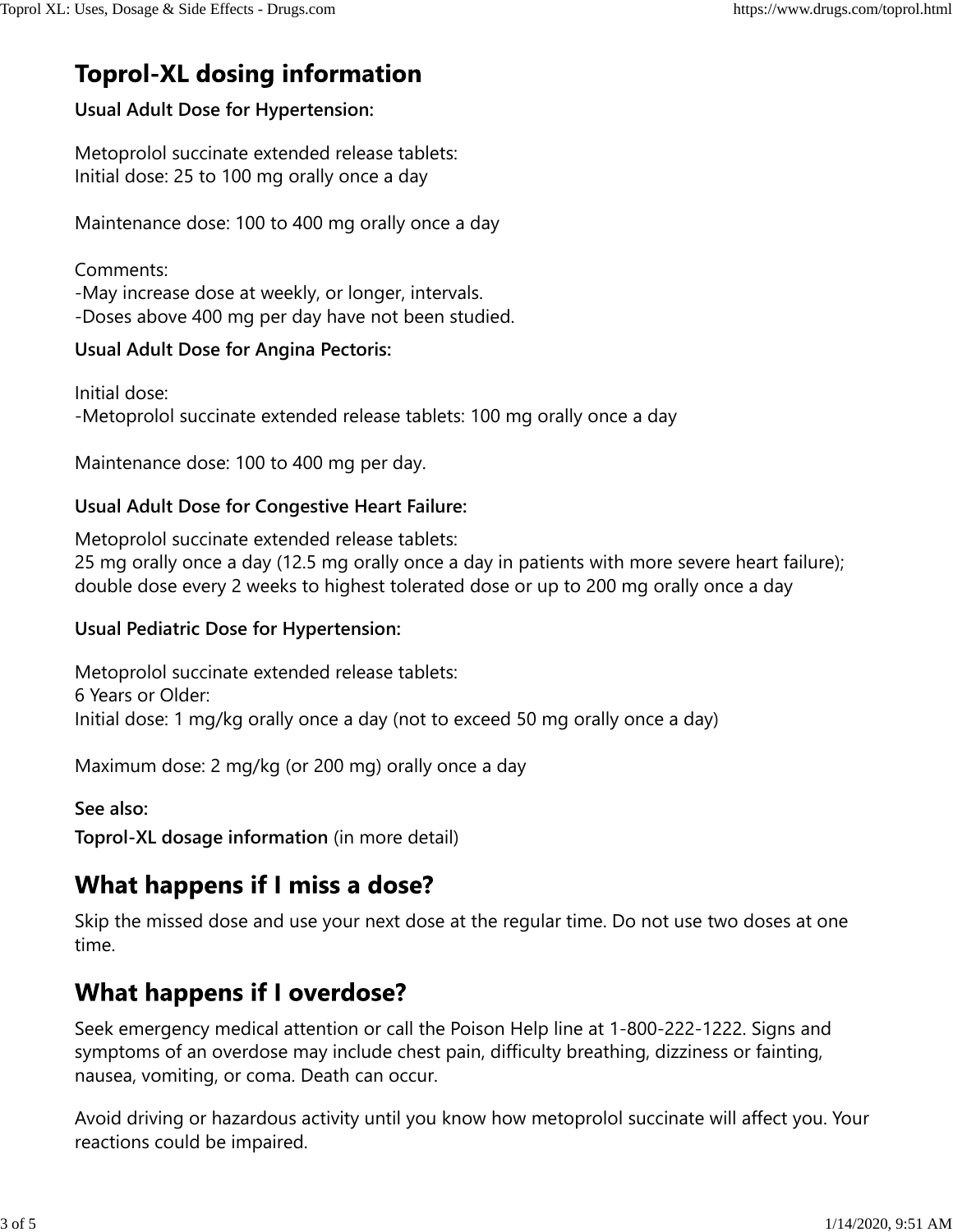## Toprol-XL dosing information

**Usual Adult Dose for Hypertension:**

Metoprolol succinate extended release tablets:
Initial dose: 25 to 100 mg orally once a day

Maintenance dose: 100 to 400 mg orally once a day

Comments:
-May increase dose at weekly, or longer, intervals.
-Doses above 400 mg per day have not been studied.

**Usual Adult Dose for Angina Pectoris:**

Initial dose:
-Metoprolol succinate extended release tablets: 100 mg orally once a day

Maintenance dose: 100 to 400 mg per day.

**Usual Adult Dose for Congestive Heart Failure:**

Metoprolol succinate extended release tablets:
25 mg orally once a day (12.5 mg orally once a day in patients with more severe heart failure); double dose every 2 weeks to highest tolerated dose or up to 200 mg orally once a day

**Usual Pediatric Dose for Hypertension:**

Metoprolol succinate extended release tablets:
6 Years or Older:
Initial dose: 1 mg/kg orally once a day (not to exceed 50 mg orally once a day)

Maximum dose: 2 mg/kg (or 200 mg) orally once a day

**See also:**

**Toprol-XL dosage information** (in more detail)

## What happens if I miss a dose?

Skip the missed dose and use your next dose at the regular time. Do not use two doses at one time.

## What happens if I overdose?

Seek emergency medical attention or call the Poison Help line at 1-800-222-1222. Signs and symptoms of an overdose may include chest pain, difficulty breathing, dizziness or fainting, nausea, vomiting, or coma. Death can occur.

Avoid driving or hazardous activity until you know how metoprolol succinate will affect you. Your reactions could be impaired.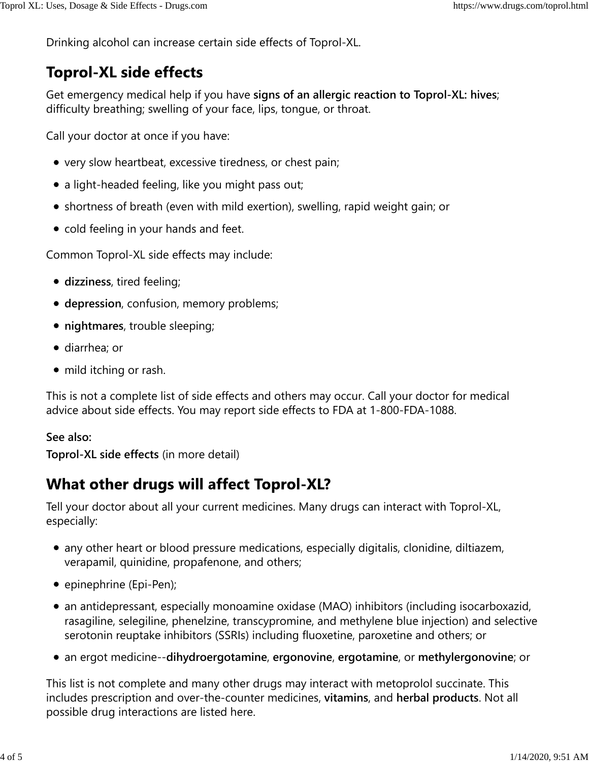Drinking alcohol can increase certain side effects of Toprol-XL.

## Toprol-XL side effects

Get emergency medical help if you have **signs of an allergic reaction to Toprol-XL: hives**; difficulty breathing; swelling of your face, lips, tongue, or throat.

Call your doctor at once if you have:

- very slow heartbeat, excessive tiredness, or chest pain;
- a light-headed feeling, like you might pass out;
- shortness of breath (even with mild exertion), swelling, rapid weight gain; or
- cold feeling in your hands and feet.

Common Toprol-XL side effects may include:

- **dizziness**, tired feeling;
- **depression**, confusion, memory problems;
- **nightmares**, trouble sleeping;
- diarrhea; or
- mild itching or rash.

This is not a complete list of side effects and others may occur. Call your doctor for medical advice about side effects. You may report side effects to FDA at 1-800-FDA-1088.

**See also:**
**Toprol-XL side effects** (in more detail)

## What other drugs will affect Toprol-XL?

Tell your doctor about all your current medicines. Many drugs can interact with Toprol-XL, especially:

- any other heart or blood pressure medications, especially digitalis, clonidine, diltiazem, verapamil, quinidine, propafenone, and others;
- epinephrine (Epi-Pen);
- an antidepressant, especially monoamine oxidase (MAO) inhibitors (including isocarboxazid, rasagiline, selegiline, phenelzine, transcypromine, and methylene blue injection) and selective serotonin reuptake inhibitors (SSRIs) including fluoxetine, paroxetine and others; or
- an ergot medicine--**dihydroergotamine**, **ergonovine**, **ergotamine**, or **methylergonovine**; or

This list is not complete and many other drugs may interact with metoprolol succinate. This includes prescription and over-the-counter medicines, **vitamins**, and **herbal products**. Not all possible drug interactions are listed here.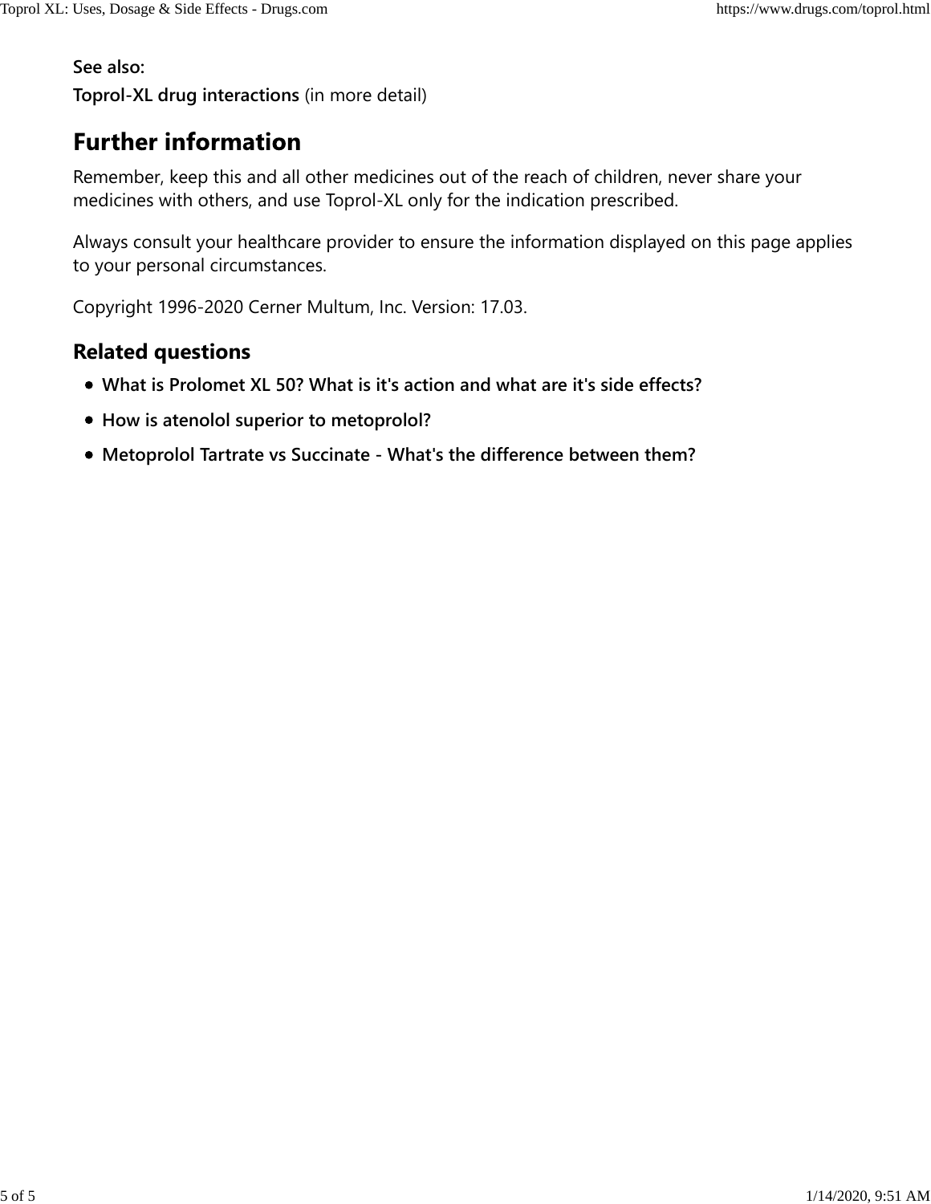**See also:**

**Toprol-XL drug interactions** (in more detail)

## Further information

Remember, keep this and all other medicines out of the reach of children, never share your medicines with others, and use Toprol-XL only for the indication prescribed.

Always consult your healthcare provider to ensure the information displayed on this page applies to your personal circumstances.

Copyright 1996-2020 Cerner Multum, Inc. Version: 17.03.

### Related questions

- **What is Prolomet XL 50? What is it's action and what are it's side effects?**
- **How is atenolol superior to metoprolol?**
- **Metoprolol Tartrate vs Succinate - What's the difference between them?**